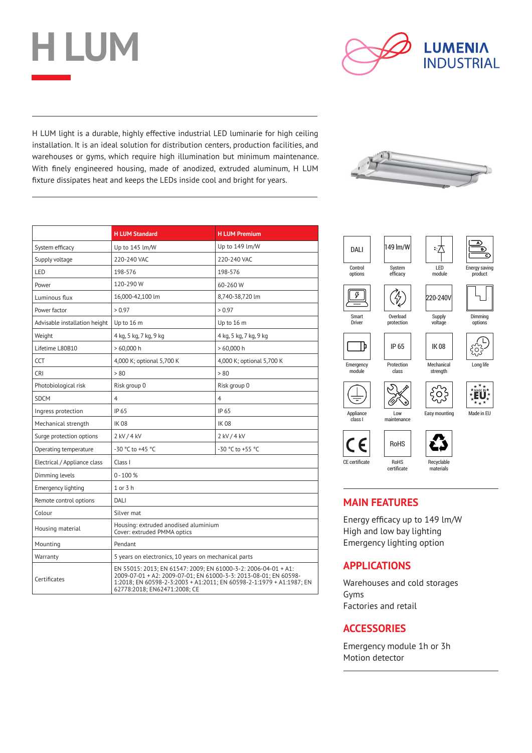# H LUM

LUMENIA INDUSTRIAL

H LUM light is a durable, highly effective industrial LED luminarie for high ceiling installation. It is an ideal solution for distribution centers, production facilities, and warehouses or gyms, which require high illumination but minimum maintenance. With finely engineered housing, made of anodized, extruded aluminum, H LUM fixture dissipates heat and keeps the LEDs inside cool and bright for years.

| | H LUM Standard | H LUM Premium |
|---|---|---|
| System efficacy | Up to 145 lm/W | Up to 149 lm/W |
| Supply voltage | 220-240 VAC | 220-240 VAC |
| LED | 198-576 | 198-576 |
| Power | 120-290 W | 60-260 W |
| Luminous flux | 16,000-42,100 lm | 8,740-38,720 lm |
| Power factor | > 0.97 | > 0.97 |
| Advisable installation height | Up to 16 m | Up to 16 m |
| Weight | 4 kg, 5 kg, 7 kg, 9 kg | 4 kg, 5 kg, 7 kg, 9 kg |
| Lifetime L80B10 | > 60,000 h | > 60,000 h |
| CCT | 4,000 K; optional 5,700 K | 4,000 K; optional 5,700 K |
| CRI | > 80 | > 80 |
| Photobiological risk | Risk group 0 | Risk group 0 |
| SDCM | 4 | 4 |
| Ingress protection | IP 65 | IP 65 |
| Mechanical strength | IK 08 | IK 08 |
| Surge protection options | 2 kV / 4 kV | 2 kV / 4 kV |
| Operating temperature | -30 °C to +45 °C | -30 °C to +55 °C |
| Electrical / Appliance class | Class I | |
| Dimming levels | 0 - 100 % | |
| Emergency lighting | 1 or 3 h | |
| Remote control options | DALI | |
| Colour | Silver mat | |
| Housing material | Housing: extruded anodised aluminium<br>Cover: extruded PMMA optics | |
| Mounting | Pendant | |
| Warranty | 5 years on electronics, 10 years on mechanical parts | |
| Certificates | EN 55015: 2013; EN 61547: 2009; EN 61000-3-2: 2006-04-01 + A1: 2009-07-01 + A2: 2009-07-01; EN 61000-3-3: 2013-08-01; EN 60598-1:2018; EN 60598-2-3:2003 + A1:2011; EN 60598-2-1:1979 + A1:1987; EN 62778:2018; EN62471:2008; CE | |

DALI – Control options
149 lm/W – System efficacy
LED module
Energy saving product
Smart Driver
Overload protection
220-240V – Supply voltage
Dimming options
Emergency module
IP 65 – Protection class
IK 08 – Mechanical strength
Long life
Appliance class I
Low maintenance
Easy mounting
Made in EU
CE certificate
RoHS – RoHS certificate
Recyclable materials

## MAIN FEATURES

Energy efficacy up to 149 lm/W
High and low bay lighting
Emergency lighting option

## APPLICATIONS

Warehouses and cold storages
Gyms
Factories and retail

## ACCESSORIES

Emergency module 1h or 3h
Motion detector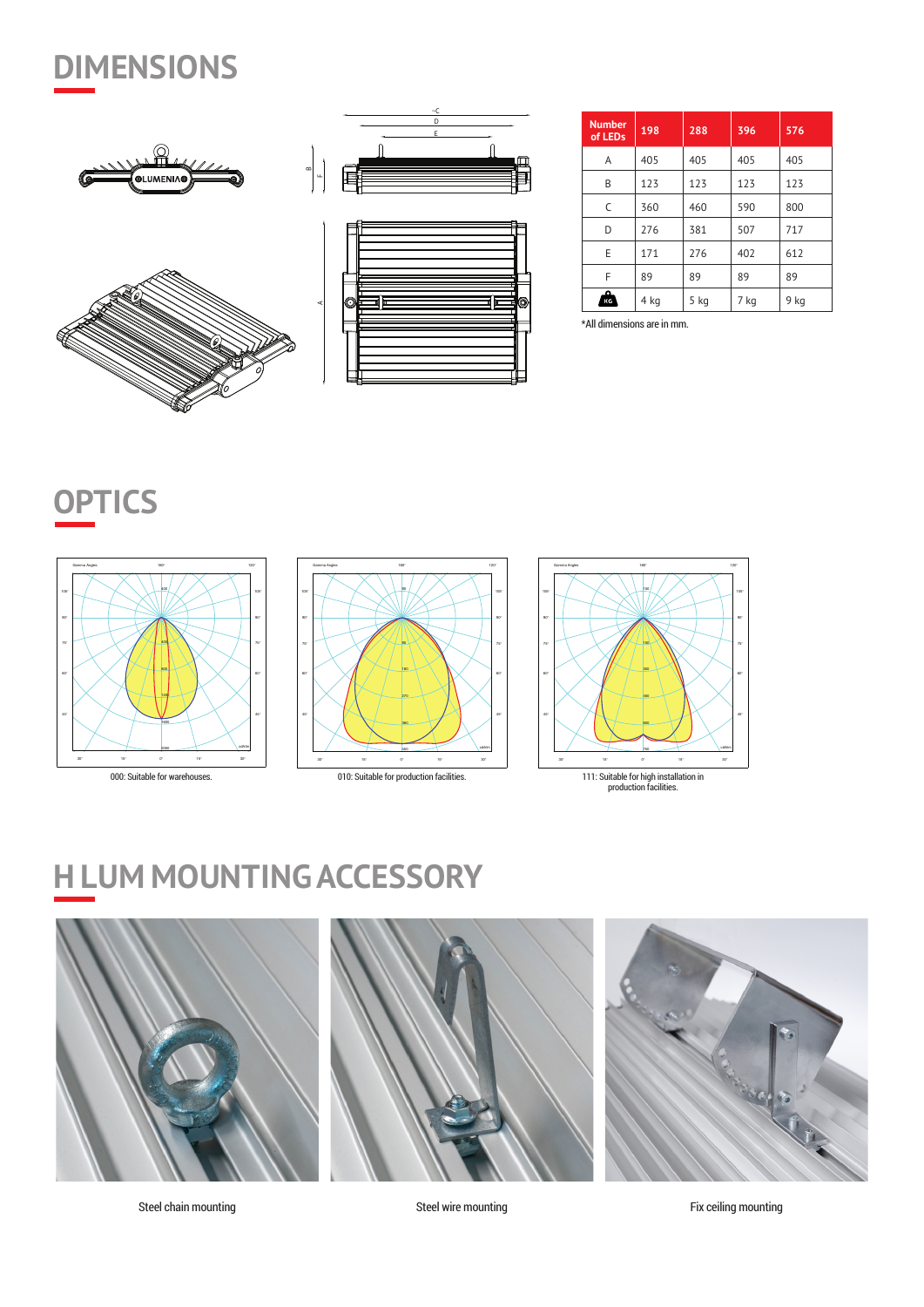# DIMENSIONS

| Number of LEDs | 198 | 288 | 396 | 576 |
|---|---|---|---|---|
| A | 405 | 405 | 405 | 405 |
| B | 123 | 123 | 123 | 123 |
| C | 360 | 460 | 590 | 800 |
| D | 276 | 381 | 507 | 717 |
| E | 171 | 276 | 402 | 612 |
| F | 89 | 89 | 89 | 89 |
| KG | 4 kg | 5 kg | 7 kg | 9 kg |

*All dimensions are in mm.

# OPTICS

000: Suitable for warehouses.

010: Suitable for production facilities.

111: Suitable for high installation in production facilities.

# H LUM MOUNTING ACCESSORY

Steel chain mounting

Steel wire mounting

Fix ceiling mounting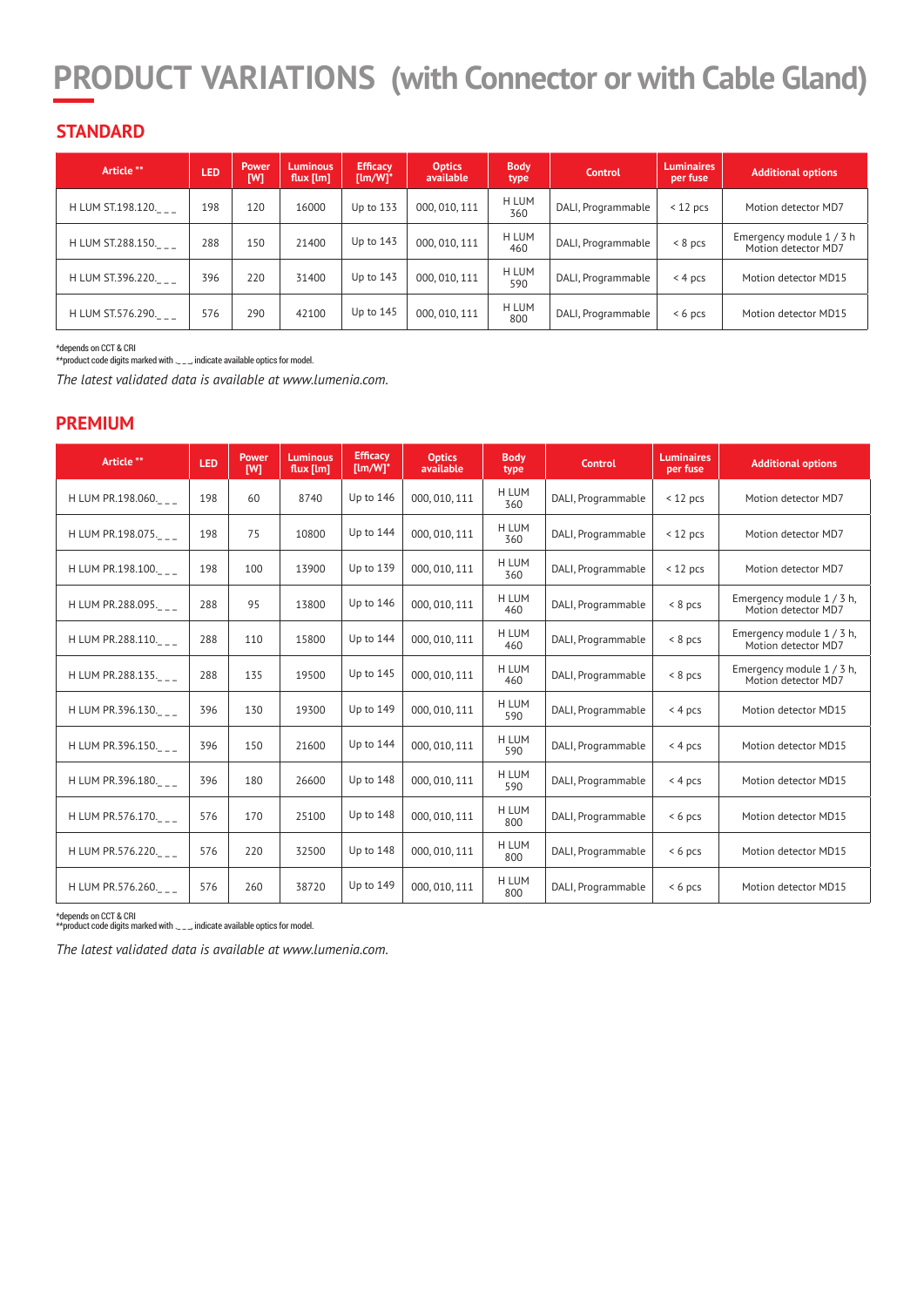# PRODUCT VARIATIONS (with Connector or with Cable Gland)

## STANDARD

| Article ** | LED | Power [W] | Luminous flux [lm] | Efficacy [lm/W]* | Optics available | Body type | Control | Luminaires per fuse | Additional options |
|---|---|---|---|---|---|---|---|---|---|
| H LUM ST.198.120.___ | 198 | 120 | 16000 | Up to 133 | 000, 010, 111 | H LUM 360 | DALI, Programmable | < 12 pcs | Motion detector MD7 |
| H LUM ST.288.150.___ | 288 | 150 | 21400 | Up to 143 | 000, 010, 111 | H LUM 460 | DALI, Programmable | < 8 pcs | Emergency module 1 / 3 h Motion detector MD7 |
| H LUM ST.396.220.___ | 396 | 220 | 31400 | Up to 143 | 000, 010, 111 | H LUM 590 | DALI, Programmable | < 4 pcs | Motion detector MD15 |
| H LUM ST.576.290.___ | 576 | 290 | 42100 | Up to 145 | 000, 010, 111 | H LUM 800 | DALI, Programmable | < 6 pcs | Motion detector MD15 |

*depends on CCT & CRI
**product code digits marked with ._ _ _ indicate available optics for model.

*The latest validated data is available at www.lumenia.com.*

## PREMIUM

| Article ** | LED | Power [W] | Luminous flux [lm] | Efficacy [lm/W]* | Optics available | Body type | Control | Luminaires per fuse | Additional options |
|---|---|---|---|---|---|---|---|---|---|
| H LUM PR.198.060.___ | 198 | 60 | 8740 | Up to 146 | 000, 010, 111 | H LUM 360 | DALI, Programmable | < 12 pcs | Motion detector MD7 |
| H LUM PR.198.075.___ | 198 | 75 | 10800 | Up to 144 | 000, 010, 111 | H LUM 360 | DALI, Programmable | < 12 pcs | Motion detector MD7 |
| H LUM PR.198.100.___ | 198 | 100 | 13900 | Up to 139 | 000, 010, 111 | H LUM 360 | DALI, Programmable | < 12 pcs | Motion detector MD7 |
| H LUM PR.288.095.___ | 288 | 95 | 13800 | Up to 146 | 000, 010, 111 | H LUM 460 | DALI, Programmable | < 8 pcs | Emergency module 1 / 3 h, Motion detector MD7 |
| H LUM PR.288.110.___ | 288 | 110 | 15800 | Up to 144 | 000, 010, 111 | H LUM 460 | DALI, Programmable | < 8 pcs | Emergency module 1 / 3 h, Motion detector MD7 |
| H LUM PR.288.135.___ | 288 | 135 | 19500 | Up to 145 | 000, 010, 111 | H LUM 460 | DALI, Programmable | < 8 pcs | Emergency module 1 / 3 h, Motion detector MD7 |
| H LUM PR.396.130.___ | 396 | 130 | 19300 | Up to 149 | 000, 010, 111 | H LUM 590 | DALI, Programmable | < 4 pcs | Motion detector MD15 |
| H LUM PR.396.150.___ | 396 | 150 | 21600 | Up to 144 | 000, 010, 111 | H LUM 590 | DALI, Programmable | < 4 pcs | Motion detector MD15 |
| H LUM PR.396.180.___ | 396 | 180 | 26600 | Up to 148 | 000, 010, 111 | H LUM 590 | DALI, Programmable | < 4 pcs | Motion detector MD15 |
| H LUM PR.576.170.___ | 576 | 170 | 25100 | Up to 148 | 000, 010, 111 | H LUM 800 | DALI, Programmable | < 6 pcs | Motion detector MD15 |
| H LUM PR.576.220.___ | 576 | 220 | 32500 | Up to 148 | 000, 010, 111 | H LUM 800 | DALI, Programmable | < 6 pcs | Motion detector MD15 |
| H LUM PR.576.260.___ | 576 | 260 | 38720 | Up to 149 | 000, 010, 111 | H LUM 800 | DALI, Programmable | < 6 pcs | Motion detector MD15 |

*depends on CCT & CRI
**product code digits marked with ._ _ _ indicate available optics for model.

*The latest validated data is available at www.lumenia.com.*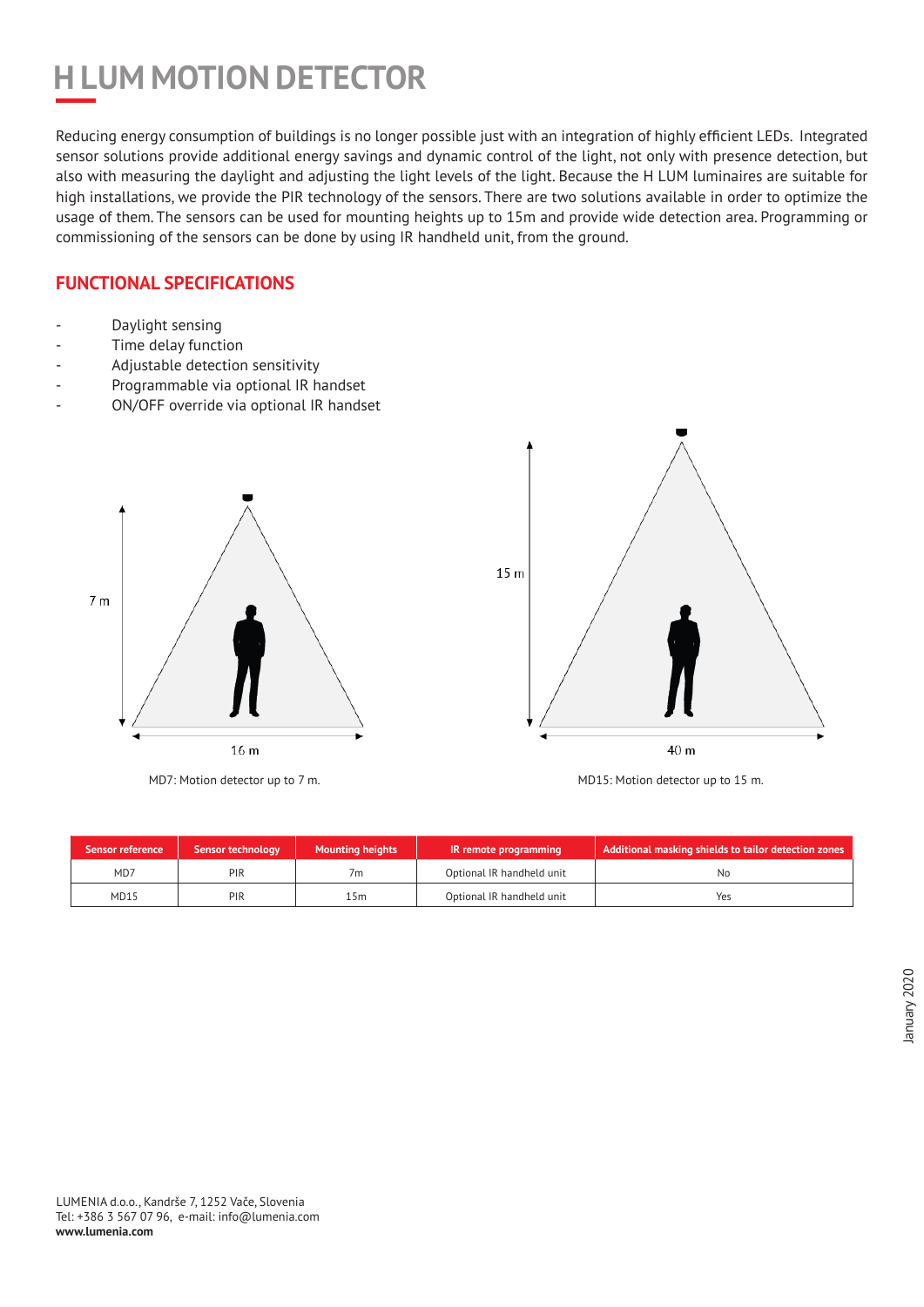// H LUM MOTION DETECTOR

Reducing energy consumption of buildings is no longer possible just with an integration of highly efficient LEDs. Integrated sensor solutions provide additional energy savings and dynamic control of the light, not only with presence detection, but also with measuring the daylight and adjusting the light levels of the light. Because the H LUM luminaires are suitable for high installations, we provide the PIR technology of the sensors. There are two solutions available in order to optimize the usage of them. The sensors can be used for mounting heights up to 15m and provide wide detection area. Programming or commissioning of the sensors can be done by using IR handheld unit, from the ground.

## FUNCTIONAL SPECIFICATIONS

- Daylight sensing
- Time delay function
- Adjustable detection sensitivity
- Programmable via optional IR handset
- ON/OFF override via optional IR handset

7 m

16 m

MD7: Motion detector up to 7 m.

15 m

40 m

MD15: Motion detector up to 15 m.

| Sensor reference | Sensor technology | Mounting heights | IR remote programming | Additional masking shields to tailor detection zones |
|---|---|---|---|---|
| MD7 | PIR | 7m | Optional IR handheld unit | No |
| MD15 | PIR | 15m | Optional IR handheld unit | Yes |

January 2020

LUMENIA d.o.o., Kandrše 7, 1252 Vače, Slovenia
Tel: +386 3 567 07 96, e-mail: info@lumenia.com
**www.lumenia.com**